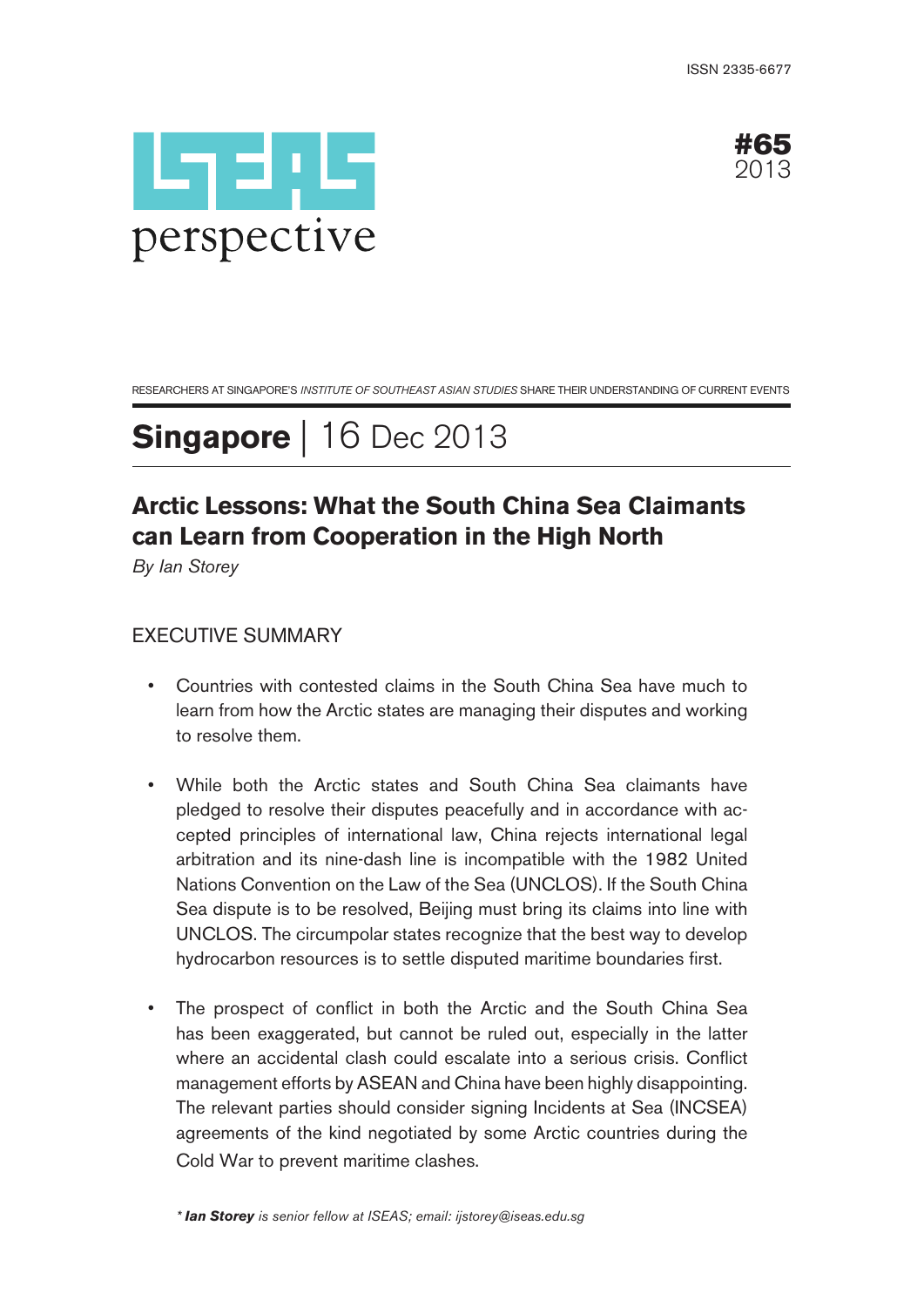ISSN 2335-6677

# ISEAS perspective

**#65**
2013

RESEARCHERS AT SINGAPORE'S *INSTITUTE OF SOUTHEAST ASIAN STUDIES* SHARE THEIR UNDERSTANDING OF CURRENT EVENTS

# **Singapore** | 16 Dec 2013

## Arctic Lessons: What the South China Sea Claimants can Learn from Cooperation in the High North

*By Ian Storey*

### EXECUTIVE SUMMARY

- Countries with contested claims in the South China Sea have much to learn from how the Arctic states are managing their disputes and working to resolve them.

- While both the Arctic states and South China Sea claimants have pledged to resolve their disputes peacefully and in accordance with accepted principles of international law, China rejects international legal arbitration and its nine-dash line is incompatible with the 1982 United Nations Convention on the Law of the Sea (UNCLOS). If the South China Sea dispute is to be resolved, Beijing must bring its claims into line with UNCLOS. The circumpolar states recognize that the best way to develop hydrocarbon resources is to settle disputed maritime boundaries first.

- The prospect of conflict in both the Arctic and the South China Sea has been exaggerated, but cannot be ruled out, especially in the latter where an accidental clash could escalate into a serious crisis. Conflict management efforts by ASEAN and China have been highly disappointing. The relevant parties should consider signing Incidents at Sea (INCSEA) agreements of the kind negotiated by some Arctic countries during the Cold War to prevent maritime clashes.

*\* **Ian Storey** is senior fellow at ISEAS; email: ijstorey@iseas.edu.sg*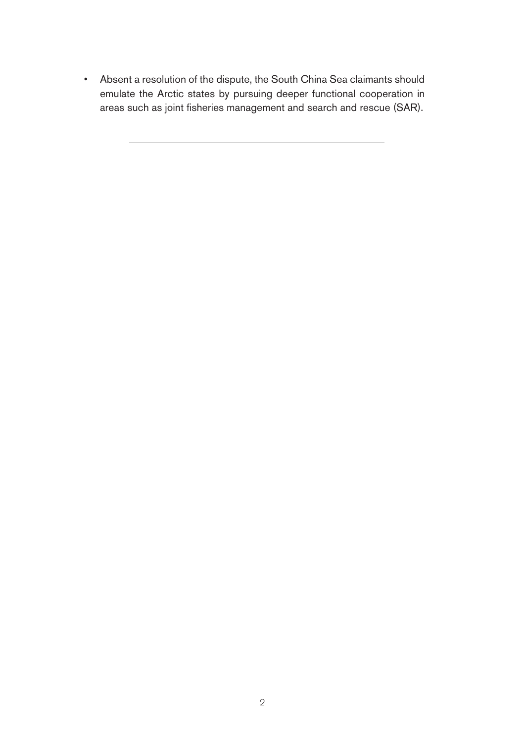- Absent a resolution of the dispute, the South China Sea claimants should emulate the Arctic states by pursuing deeper functional cooperation in areas such as joint fisheries management and search and rescue (SAR).

---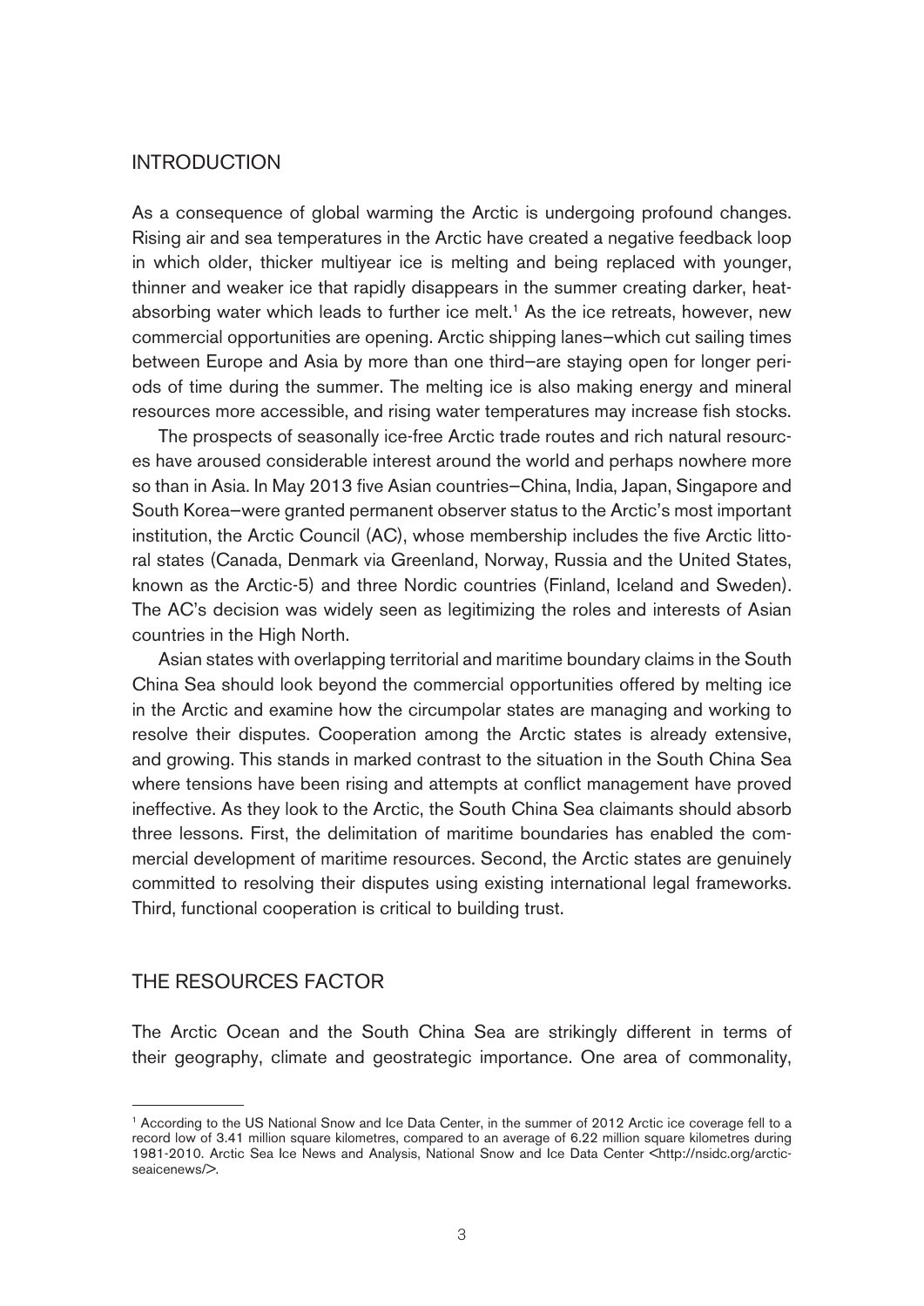## INTRODUCTION

As a consequence of global warming the Arctic is undergoing profound changes. Rising air and sea temperatures in the Arctic have created a negative feedback loop in which older, thicker multiyear ice is melting and being replaced with younger, thinner and weaker ice that rapidly disappears in the summer creating darker, heat-absorbing water which leads to further ice melt.[1] As the ice retreats, however, new commercial opportunities are opening. Arctic shipping lanes—which cut sailing times between Europe and Asia by more than one third—are staying open for longer periods of time during the summer. The melting ice is also making energy and mineral resources more accessible, and rising water temperatures may increase fish stocks.

The prospects of seasonally ice-free Arctic trade routes and rich natural resources have aroused considerable interest around the world and perhaps nowhere more so than in Asia. In May 2013 five Asian countries—China, India, Japan, Singapore and South Korea—were granted permanent observer status to the Arctic's most important institution, the Arctic Council (AC), whose membership includes the five Arctic littoral states (Canada, Denmark via Greenland, Norway, Russia and the United States, known as the Arctic-5) and three Nordic countries (Finland, Iceland and Sweden). The AC's decision was widely seen as legitimizing the roles and interests of Asian countries in the High North.

Asian states with overlapping territorial and maritime boundary claims in the South China Sea should look beyond the commercial opportunities offered by melting ice in the Arctic and examine how the circumpolar states are managing and working to resolve their disputes. Cooperation among the Arctic states is already extensive, and growing. This stands in marked contrast to the situation in the South China Sea where tensions have been rising and attempts at conflict management have proved ineffective. As they look to the Arctic, the South China Sea claimants should absorb three lessons. First, the delimitation of maritime boundaries has enabled the commercial development of maritime resources. Second, the Arctic states are genuinely committed to resolving their disputes using existing international legal frameworks. Third, functional cooperation is critical to building trust.

## THE RESOURCES FACTOR

The Arctic Ocean and the South China Sea are strikingly different in terms of their geography, climate and geostrategic importance. One area of commonality,

---

[1] According to the US National Snow and Ice Data Center, in the summer of 2012 Arctic ice coverage fell to a record low of 3.41 million square kilometres, compared to an average of 6.22 million square kilometres during 1981-2010. Arctic Sea Ice News and Analysis, National Snow and Ice Data Center <http://nsidc.org/arcticseaicenews/>.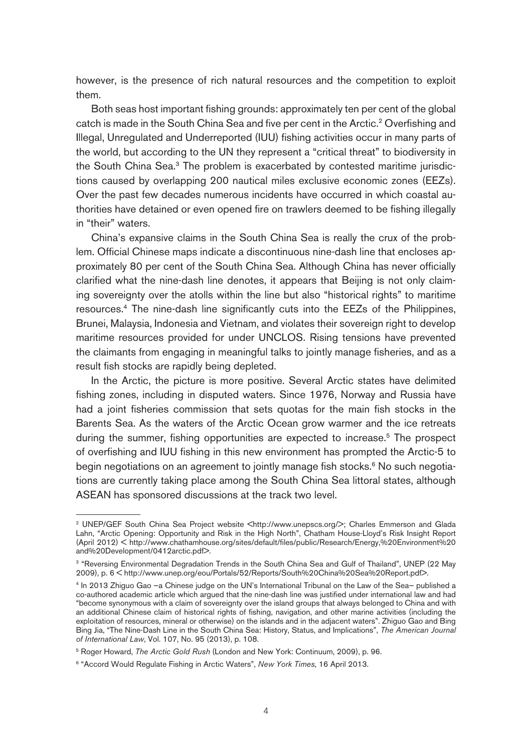however, is the presence of rich natural resources and the competition to exploit them.

Both seas host important fishing grounds: approximately ten per cent of the global catch is made in the South China Sea and five per cent in the Arctic.[2] Overfishing and Illegal, Unregulated and Underreported (IUU) fishing activities occur in many parts of the world, but according to the UN they represent a "critical threat" to biodiversity in the South China Sea.[3] The problem is exacerbated by contested maritime jurisdictions caused by overlapping 200 nautical miles exclusive economic zones (EEZs). Over the past few decades numerous incidents have occurred in which coastal authorities have detained or even opened fire on trawlers deemed to be fishing illegally in "their" waters.

China's expansive claims in the South China Sea is really the crux of the problem. Official Chinese maps indicate a discontinuous nine-dash line that encloses approximately 80 per cent of the South China Sea. Although China has never officially clarified what the nine-dash line denotes, it appears that Beijing is not only claiming sovereignty over the atolls within the line but also "historical rights" to maritime resources.[4] The nine-dash line significantly cuts into the EEZs of the Philippines, Brunei, Malaysia, Indonesia and Vietnam, and violates their sovereign right to develop maritime resources provided for under UNCLOS. Rising tensions have prevented the claimants from engaging in meaningful talks to jointly manage fisheries, and as a result fish stocks are rapidly being depleted.

In the Arctic, the picture is more positive. Several Arctic states have delimited fishing zones, including in disputed waters. Since 1976, Norway and Russia have had a joint fisheries commission that sets quotas for the main fish stocks in the Barents Sea. As the waters of the Arctic Ocean grow warmer and the ice retreats during the summer, fishing opportunities are expected to increase.[5] The prospect of overfishing and IUU fishing in this new environment has prompted the Arctic-5 to begin negotiations on an agreement to jointly manage fish stocks.[6] No such negotiations are currently taking place among the South China Sea littoral states, although ASEAN has sponsored discussions at the track two level.

---

[2] UNEP/GEF South China Sea Project website <http://www.unepscs.org/>; Charles Emmerson and Glada Lahn, "Arctic Opening: Opportunity and Risk in the High North", Chatham House-Lloyd's Risk Insight Report (April 2012) < http://www.chathamhouse.org/sites/default/files/public/Research/Energy,%20Environment%20and%20Development/0412arctic.pdf>.

[3] "Reversing Environmental Degradation Trends in the South China Sea and Gulf of Thailand", UNEP (22 May 2009), p. 6 < http://www.unep.org/eou/Portals/52/Reports/South%20China%20Sea%20Report.pdf>.

[4] In 2013 Zhiguo Gao –a Chinese judge on the UN's International Tribunal on the Law of the Sea– published a co-authored academic article which argued that the nine-dash line was justified under international law and had "become synonymous with a claim of sovereignty over the island groups that always belonged to China and with an additional Chinese claim of historical rights of fishing, navigation, and other marine activities (including the exploitation of resources, mineral or otherwise) on the islands and in the adjacent waters". Zhiguo Gao and Bing Bing Jia, "The Nine-Dash Line in the South China Sea: History, Status, and Implications", *The American Journal of International Law*, Vol. 107, No. 95 (2013), p. 108.

[5] Roger Howard, *The Arctic Gold Rush* (London and New York: Continuum, 2009), p. 96.

[6] "Accord Would Regulate Fishing in Arctic Waters", *New York Times*, 16 April 2013.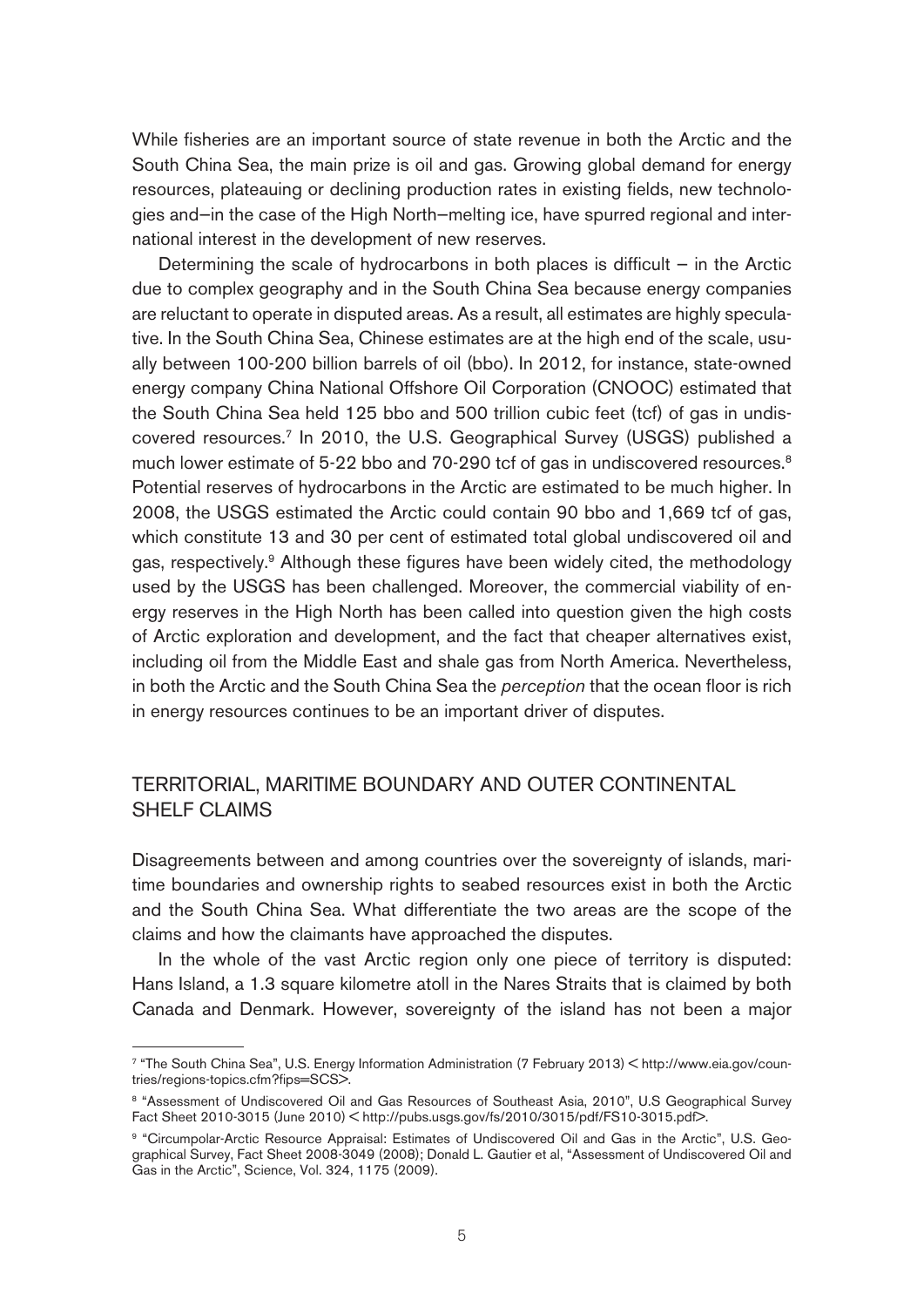While fisheries are an important source of state revenue in both the Arctic and the South China Sea, the main prize is oil and gas. Growing global demand for energy resources, plateauing or declining production rates in existing fields, new technologies and–in the case of the High North–melting ice, have spurred regional and international interest in the development of new reserves.

Determining the scale of hydrocarbons in both places is difficult – in the Arctic due to complex geography and in the South China Sea because energy companies are reluctant to operate in disputed areas. As a result, all estimates are highly speculative. In the South China Sea, Chinese estimates are at the high end of the scale, usually between 100-200 billion barrels of oil (bbo). In 2012, for instance, state-owned energy company China National Offshore Oil Corporation (CNOOC) estimated that the South China Sea held 125 bbo and 500 trillion cubic feet (tcf) of gas in undiscovered resources.[7] In 2010, the U.S. Geographical Survey (USGS) published a much lower estimate of 5-22 bbo and 70-290 tcf of gas in undiscovered resources.[8] Potential reserves of hydrocarbons in the Arctic are estimated to be much higher. In 2008, the USGS estimated the Arctic could contain 90 bbo and 1,669 tcf of gas, which constitute 13 and 30 per cent of estimated total global undiscovered oil and gas, respectively.[9] Although these figures have been widely cited, the methodology used by the USGS has been challenged. Moreover, the commercial viability of energy reserves in the High North has been called into question given the high costs of Arctic exploration and development, and the fact that cheaper alternatives exist, including oil from the Middle East and shale gas from North America. Nevertheless, in both the Arctic and the South China Sea the *perception* that the ocean floor is rich in energy resources continues to be an important driver of disputes.

## TERRITORIAL, MARITIME BOUNDARY AND OUTER CONTINENTAL SHELF CLAIMS

Disagreements between and among countries over the sovereignty of islands, maritime boundaries and ownership rights to seabed resources exist in both the Arctic and the South China Sea. What differentiate the two areas are the scope of the claims and how the claimants have approached the disputes.

In the whole of the vast Arctic region only one piece of territory is disputed: Hans Island, a 1.3 square kilometre atoll in the Nares Straits that is claimed by both Canada and Denmark. However, sovereignty of the island has not been a major

---

[7] "The South China Sea", U.S. Energy Information Administration (7 February 2013) < http://www.eia.gov/countries/regions-topics.cfm?fips=SCS>.

[8] "Assessment of Undiscovered Oil and Gas Resources of Southeast Asia, 2010", U.S Geographical Survey Fact Sheet 2010-3015 (June 2010) < http://pubs.usgs.gov/fs/2010/3015/pdf/FS10-3015.pdf>.

[9] "Circumpolar-Arctic Resource Appraisal: Estimates of Undiscovered Oil and Gas in the Arctic", U.S. Geographical Survey, Fact Sheet 2008-3049 (2008); Donald L. Gautier et al, "Assessment of Undiscovered Oil and Gas in the Arctic", Science, Vol. 324, 1175 (2009).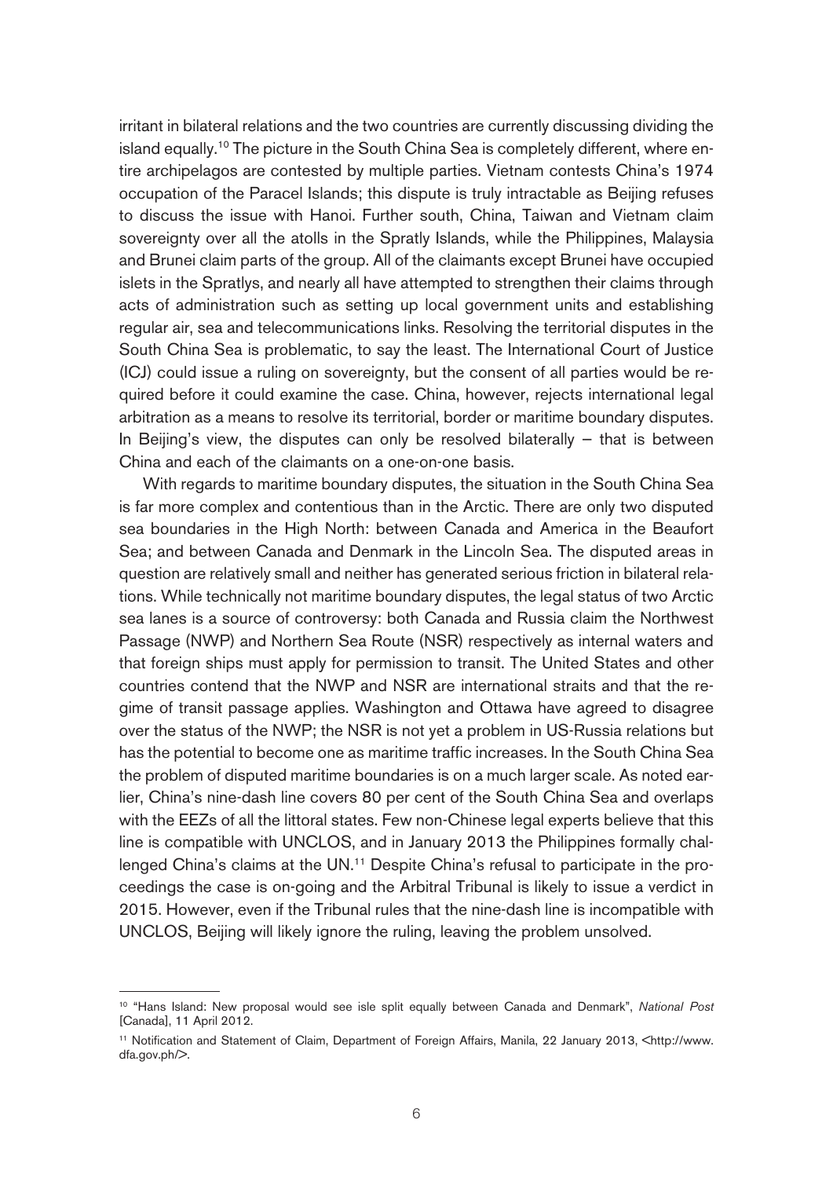irritant in bilateral relations and the two countries are currently discussing dividing the island equally.[10] The picture in the South China Sea is completely different, where entire archipelagos are contested by multiple parties. Vietnam contests China's 1974 occupation of the Paracel Islands; this dispute is truly intractable as Beijing refuses to discuss the issue with Hanoi. Further south, China, Taiwan and Vietnam claim sovereignty over all the atolls in the Spratly Islands, while the Philippines, Malaysia and Brunei claim parts of the group. All of the claimants except Brunei have occupied islets in the Spratlys, and nearly all have attempted to strengthen their claims through acts of administration such as setting up local government units and establishing regular air, sea and telecommunications links. Resolving the territorial disputes in the South China Sea is problematic, to say the least. The International Court of Justice (ICJ) could issue a ruling on sovereignty, but the consent of all parties would be required before it could examine the case. China, however, rejects international legal arbitration as a means to resolve its territorial, border or maritime boundary disputes. In Beijing's view, the disputes can only be resolved bilaterally – that is between China and each of the claimants on a one-on-one basis.

With regards to maritime boundary disputes, the situation in the South China Sea is far more complex and contentious than in the Arctic. There are only two disputed sea boundaries in the High North: between Canada and America in the Beaufort Sea; and between Canada and Denmark in the Lincoln Sea. The disputed areas in question are relatively small and neither has generated serious friction in bilateral relations. While technically not maritime boundary disputes, the legal status of two Arctic sea lanes is a source of controversy: both Canada and Russia claim the Northwest Passage (NWP) and Northern Sea Route (NSR) respectively as internal waters and that foreign ships must apply for permission to transit. The United States and other countries contend that the NWP and NSR are international straits and that the regime of transit passage applies. Washington and Ottawa have agreed to disagree over the status of the NWP; the NSR is not yet a problem in US-Russia relations but has the potential to become one as maritime traffic increases. In the South China Sea the problem of disputed maritime boundaries is on a much larger scale. As noted earlier, China's nine-dash line covers 80 per cent of the South China Sea and overlaps with the EEZs of all the littoral states. Few non-Chinese legal experts believe that this line is compatible with UNCLOS, and in January 2013 the Philippines formally challenged China's claims at the UN.[11] Despite China's refusal to participate in the proceedings the case is on-going and the Arbitral Tribunal is likely to issue a verdict in 2015. However, even if the Tribunal rules that the nine-dash line is incompatible with UNCLOS, Beijing will likely ignore the ruling, leaving the problem unsolved.

---

[10] "Hans Island: New proposal would see isle split equally between Canada and Denmark", *National Post* [Canada], 11 April 2012.

[11] Notification and Statement of Claim, Department of Foreign Affairs, Manila, 22 January 2013, <http://www.dfa.gov.ph/>.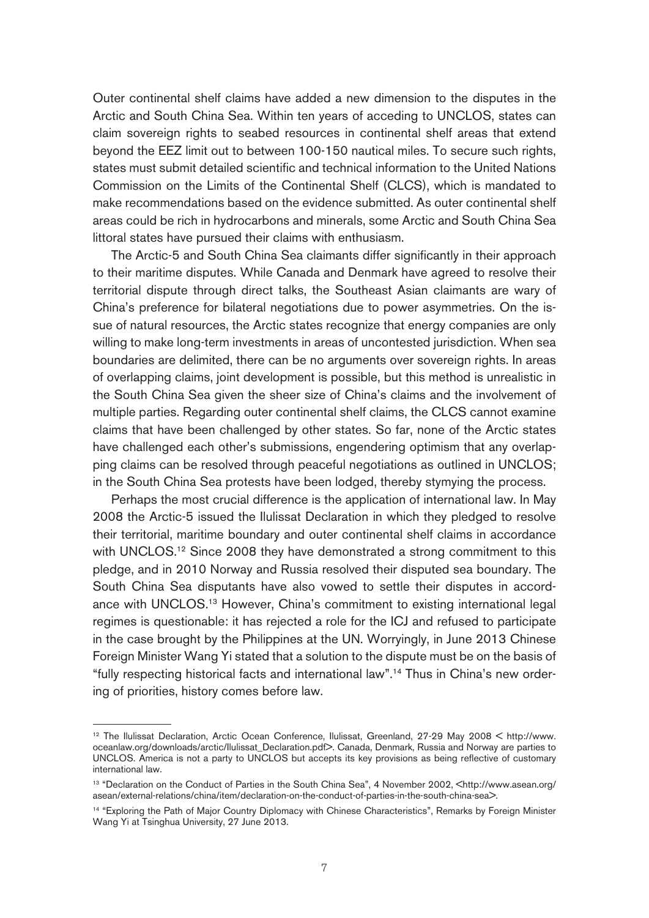Outer continental shelf claims have added a new dimension to the disputes in the Arctic and South China Sea. Within ten years of acceding to UNCLOS, states can claim sovereign rights to seabed resources in continental shelf areas that extend beyond the EEZ limit out to between 100-150 nautical miles. To secure such rights, states must submit detailed scientific and technical information to the United Nations Commission on the Limits of the Continental Shelf (CLCS), which is mandated to make recommendations based on the evidence submitted. As outer continental shelf areas could be rich in hydrocarbons and minerals, some Arctic and South China Sea littoral states have pursued their claims with enthusiasm.

The Arctic-5 and South China Sea claimants differ significantly in their approach to their maritime disputes. While Canada and Denmark have agreed to resolve their territorial dispute through direct talks, the Southeast Asian claimants are wary of China's preference for bilateral negotiations due to power asymmetries. On the issue of natural resources, the Arctic states recognize that energy companies are only willing to make long-term investments in areas of uncontested jurisdiction. When sea boundaries are delimited, there can be no arguments over sovereign rights. In areas of overlapping claims, joint development is possible, but this method is unrealistic in the South China Sea given the sheer size of China's claims and the involvement of multiple parties. Regarding outer continental shelf claims, the CLCS cannot examine claims that have been challenged by other states. So far, none of the Arctic states have challenged each other's submissions, engendering optimism that any overlapping claims can be resolved through peaceful negotiations as outlined in UNCLOS; in the South China Sea protests have been lodged, thereby stymying the process.

Perhaps the most crucial difference is the application of international law. In May 2008 the Arctic-5 issued the Ilulissat Declaration in which they pledged to resolve their territorial, maritime boundary and outer continental shelf claims in accordance with UNCLOS.[12] Since 2008 they have demonstrated a strong commitment to this pledge, and in 2010 Norway and Russia resolved their disputed sea boundary. The South China Sea disputants have also vowed to settle their disputes in accordance with UNCLOS.[13] However, China's commitment to existing international legal regimes is questionable: it has rejected a role for the ICJ and refused to participate in the case brought by the Philippines at the UN. Worryingly, in June 2013 Chinese Foreign Minister Wang Yi stated that a solution to the dispute must be on the basis of "fully respecting historical facts and international law".[14] Thus in China's new ordering of priorities, history comes before law.

---

[12] The Ilulissat Declaration, Arctic Ocean Conference, Ilulissat, Greenland, 27-29 May 2008 < http://www.oceanlaw.org/downloads/arctic/Ilulissat_Declaration.pdf>. Canada, Denmark, Russia and Norway are parties to UNCLOS. America is not a party to UNCLOS but accepts its key provisions as being reflective of customary international law.

[13] "Declaration on the Conduct of Parties in the South China Sea", 4 November 2002, <http://www.asean.org/asean/external-relations/china/item/declaration-on-the-conduct-of-parties-in-the-south-china-sea>.

[14] "Exploring the Path of Major Country Diplomacy with Chinese Characteristics", Remarks by Foreign Minister Wang Yi at Tsinghua University, 27 June 2013.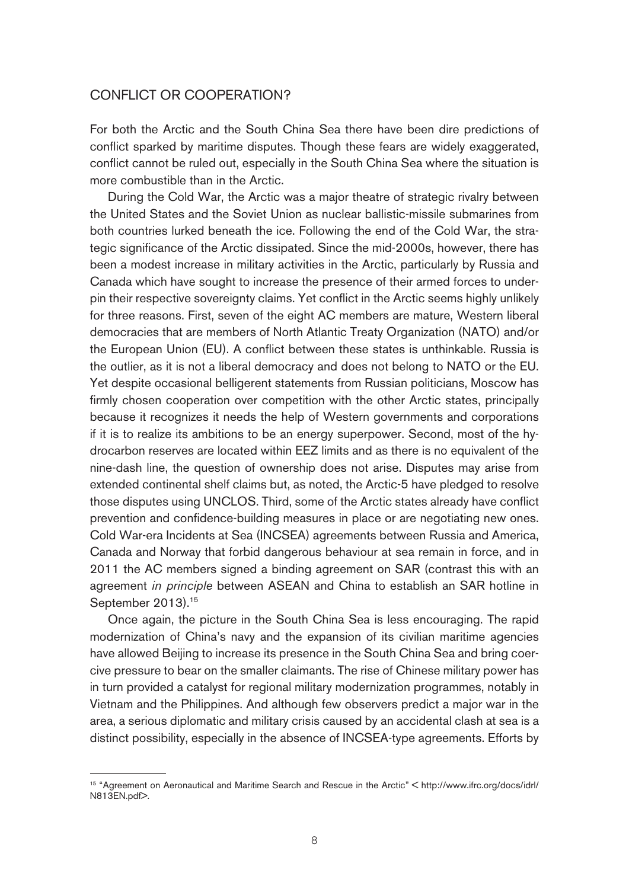## CONFLICT OR COOPERATION?

For both the Arctic and the South China Sea there have been dire predictions of conflict sparked by maritime disputes. Though these fears are widely exaggerated, conflict cannot be ruled out, especially in the South China Sea where the situation is more combustible than in the Arctic.

During the Cold War, the Arctic was a major theatre of strategic rivalry between the United States and the Soviet Union as nuclear ballistic-missile submarines from both countries lurked beneath the ice. Following the end of the Cold War, the strategic significance of the Arctic dissipated. Since the mid-2000s, however, there has been a modest increase in military activities in the Arctic, particularly by Russia and Canada which have sought to increase the presence of their armed forces to underpin their respective sovereignty claims. Yet conflict in the Arctic seems highly unlikely for three reasons. First, seven of the eight AC members are mature, Western liberal democracies that are members of North Atlantic Treaty Organization (NATO) and/or the European Union (EU). A conflict between these states is unthinkable. Russia is the outlier, as it is not a liberal democracy and does not belong to NATO or the EU. Yet despite occasional belligerent statements from Russian politicians, Moscow has firmly chosen cooperation over competition with the other Arctic states, principally because it recognizes it needs the help of Western governments and corporations if it is to realize its ambitions to be an energy superpower. Second, most of the hydrocarbon reserves are located within EEZ limits and as there is no equivalent of the nine-dash line, the question of ownership does not arise. Disputes may arise from extended continental shelf claims but, as noted, the Arctic-5 have pledged to resolve those disputes using UNCLOS. Third, some of the Arctic states already have conflict prevention and confidence-building measures in place or are negotiating new ones. Cold War-era Incidents at Sea (INCSEA) agreements between Russia and America, Canada and Norway that forbid dangerous behaviour at sea remain in force, and in 2011 the AC members signed a binding agreement on SAR (contrast this with an agreement *in principle* between ASEAN and China to establish an SAR hotline in September 2013).[15]

Once again, the picture in the South China Sea is less encouraging. The rapid modernization of China's navy and the expansion of its civilian maritime agencies have allowed Beijing to increase its presence in the South China Sea and bring coercive pressure to bear on the smaller claimants. The rise of Chinese military power has in turn provided a catalyst for regional military modernization programmes, notably in Vietnam and the Philippines. And although few observers predict a major war in the area, a serious diplomatic and military crisis caused by an accidental clash at sea is a distinct possibility, especially in the absence of INCSEA-type agreements. Efforts by

---

[15] "Agreement on Aeronautical and Maritime Search and Rescue in the Arctic" <http://www.ifrc.org/docs/idrl/N813EN.pdf>.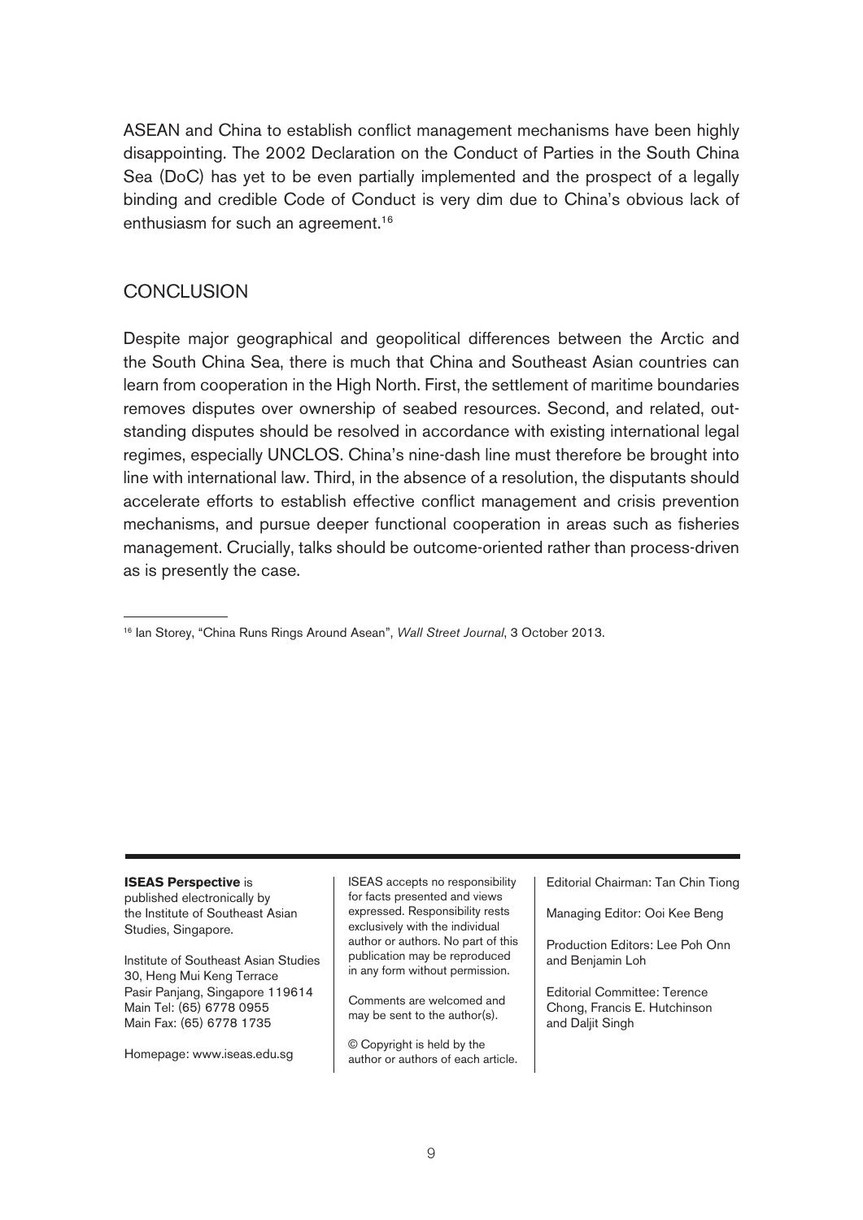ASEAN and China to establish conflict management mechanisms have been highly disappointing. The 2002 Declaration on the Conduct of Parties in the South China Sea (DoC) has yet to be even partially implemented and the prospect of a legally binding and credible Code of Conduct is very dim due to China's obvious lack of enthusiasm for such an agreement.[16]

## CONCLUSION

Despite major geographical and geopolitical differences between the Arctic and the South China Sea, there is much that China and Southeast Asian countries can learn from cooperation in the High North. First, the settlement of maritime boundaries removes disputes over ownership of seabed resources. Second, and related, outstanding disputes should be resolved in accordance with existing international legal regimes, especially UNCLOS. China's nine-dash line must therefore be brought into line with international law. Third, in the absence of a resolution, the disputants should accelerate efforts to establish effective conflict management and crisis prevention mechanisms, and pursue deeper functional cooperation in areas such as fisheries management. Crucially, talks should be outcome-oriented rather than process-driven as is presently the case.

---

[16] Ian Storey, "China Runs Rings Around Asean", *Wall Street Journal*, 3 October 2013.

---

**ISEAS Perspective** is published electronically by the Institute of Southeast Asian Studies, Singapore.

Institute of Southeast Asian Studies
30, Heng Mui Keng Terrace
Pasir Panjang, Singapore 119614
Main Tel: (65) 6778 0955
Main Fax: (65) 6778 1735

Homepage: www.iseas.edu.sg

ISEAS accepts no responsibility for facts presented and views expressed. Responsibility rests exclusively with the individual author or authors. No part of this publication may be reproduced in any form without permission.

Comments are welcomed and may be sent to the author(s).

© Copyright is held by the author or authors of each article.

Editorial Chairman: Tan Chin Tiong

Managing Editor: Ooi Kee Beng

Production Editors: Lee Poh Onn and Benjamin Loh

Editorial Committee: Terence Chong, Francis E. Hutchinson and Daljit Singh